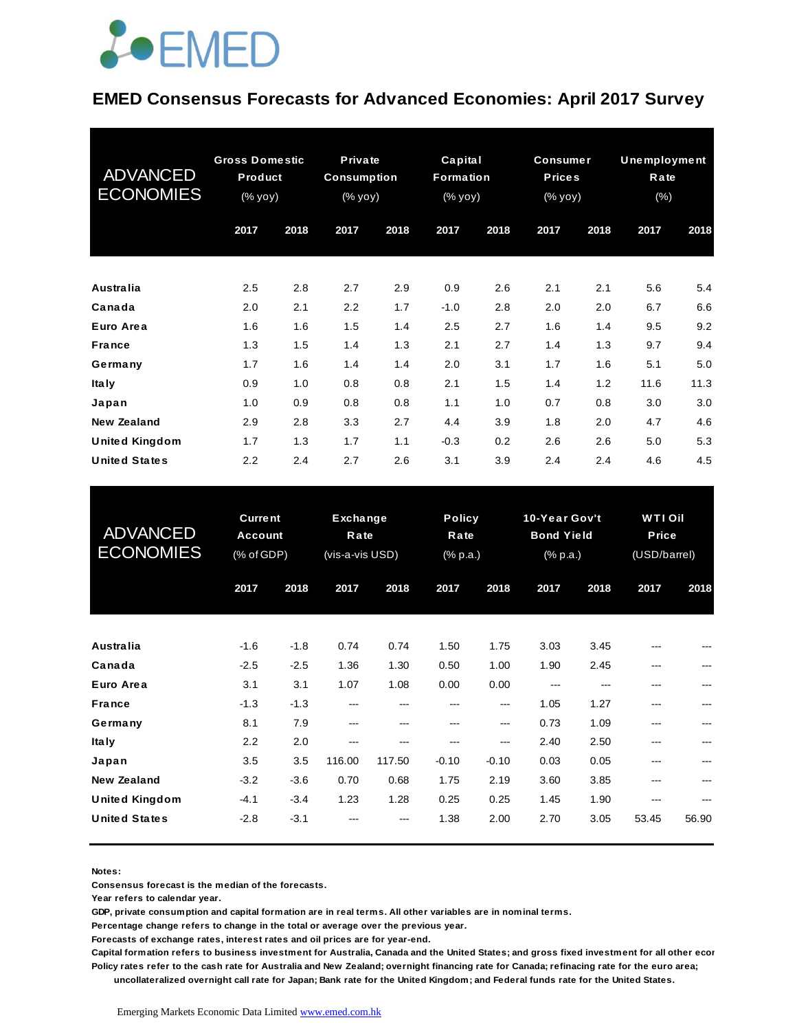EMED

# EMED Consensus Forecasts for Advanced Economies: April 2017 Survey

| ADVANCED ECONOMIES | Gross Domestic Product (% yoy) | | Private Consumption (% yoy) | | Capital Formation (% yoy) | | Consumer Prices (% yoy) | | Unemployment Rate (%) | |
|---|---|---|---|---|---|---|---|---|---|---|
| | 2017 | 2018 | 2017 | 2018 | 2017 | 2018 | 2017 | 2018 | 2017 | 2018 |
| **Australia** | 2.5 | 2.8 | 2.7 | 2.9 | 0.9 | 2.6 | 2.1 | 2.1 | 5.6 | 5.4 |
| **Canada** | 2.0 | 2.1 | 2.2 | 1.7 | -1.0 | 2.8 | 2.0 | 2.0 | 6.7 | 6.6 |
| **Euro Area** | 1.6 | 1.6 | 1.5 | 1.4 | 2.5 | 2.7 | 1.6 | 1.4 | 9.5 | 9.2 |
| **France** | 1.3 | 1.5 | 1.4 | 1.3 | 2.1 | 2.7 | 1.4 | 1.3 | 9.7 | 9.4 |
| **Germany** | 1.7 | 1.6 | 1.4 | 1.4 | 2.0 | 3.1 | 1.7 | 1.6 | 5.1 | 5.0 |
| **Italy** | 0.9 | 1.0 | 0.8 | 0.8 | 2.1 | 1.5 | 1.4 | 1.2 | 11.6 | 11.3 |
| **Japan** | 1.0 | 0.9 | 0.8 | 0.8 | 1.1 | 1.0 | 0.7 | 0.8 | 3.0 | 3.0 |
| **New Zealand** | 2.9 | 2.8 | 3.3 | 2.7 | 4.4 | 3.9 | 1.8 | 2.0 | 4.7 | 4.6 |
| **United Kingdom** | 1.7 | 1.3 | 1.7 | 1.1 | -0.3 | 0.2 | 2.6 | 2.6 | 5.0 | 5.3 |
| **United States** | 2.2 | 2.4 | 2.7 | 2.6 | 3.1 | 3.9 | 2.4 | 2.4 | 4.6 | 4.5 |

| ADVANCED ECONOMIES | Current Account (% of GDP) | | Exchange Rate (vis-a-vis USD) | | Policy Rate (% p.a.) | | 10-Year Gov't Bond Yield (% p.a.) | | WTI Oil Price (USD/barrel) | |
|---|---|---|---|---|---|---|---|---|---|---|
| | 2017 | 2018 | 2017 | 2018 | 2017 | 2018 | 2017 | 2018 | 2017 | 2018 |
| **Australia** | -1.6 | -1.8 | 0.74 | 0.74 | 1.50 | 1.75 | 3.03 | 3.45 | --- | --- |
| **Canada** | -2.5 | -2.5 | 1.36 | 1.30 | 0.50 | 1.00 | 1.90 | 2.45 | --- | --- |
| **Euro Area** | 3.1 | 3.1 | 1.07 | 1.08 | 0.00 | 0.00 | --- | --- | --- | --- |
| **France** | -1.3 | -1.3 | --- | --- | --- | --- | 1.05 | 1.27 | --- | --- |
| **Germany** | 8.1 | 7.9 | --- | --- | --- | --- | 0.73 | 1.09 | --- | --- |
| **Italy** | 2.2 | 2.0 | --- | --- | --- | --- | 2.40 | 2.50 | --- | --- |
| **Japan** | 3.5 | 3.5 | 116.00 | 117.50 | -0.10 | -0.10 | 0.03 | 0.05 | --- | --- |
| **New Zealand** | -3.2 | -3.6 | 0.70 | 0.68 | 1.75 | 2.19 | 3.60 | 3.85 | --- | --- |
| **United Kingdom** | -4.1 | -3.4 | 1.23 | 1.28 | 0.25 | 0.25 | 1.45 | 1.90 | --- | --- |
| **United States** | -2.8 | -3.1 | --- | --- | 1.38 | 2.00 | 2.70 | 3.05 | 53.45 | 56.90 |

**Notes:**
**Consensus forecast is the median of the forecasts.**
**Year refers to calendar year.**
**GDP, private consumption and capital formation are in real terms. All other variables are in nominal terms.**
**Percentage change refers to change in the total or average over the previous year.**
**Forecasts of exchange rates, interest rates and oil prices are for year-end.**
**Capital formation refers to business investment for Australia, Canada and the United States; and gross fixed investment for all other ecor**
**Policy rates refer to the cash rate for Australia and New Zealand; overnight financing rate for Canada; refinacing rate for the euro area; uncollateralized overnight call rate for Japan; Bank rate for the United Kingdom; and Federal funds rate for the United States.**

Emerging Markets Economic Data Limited www.emed.com.hk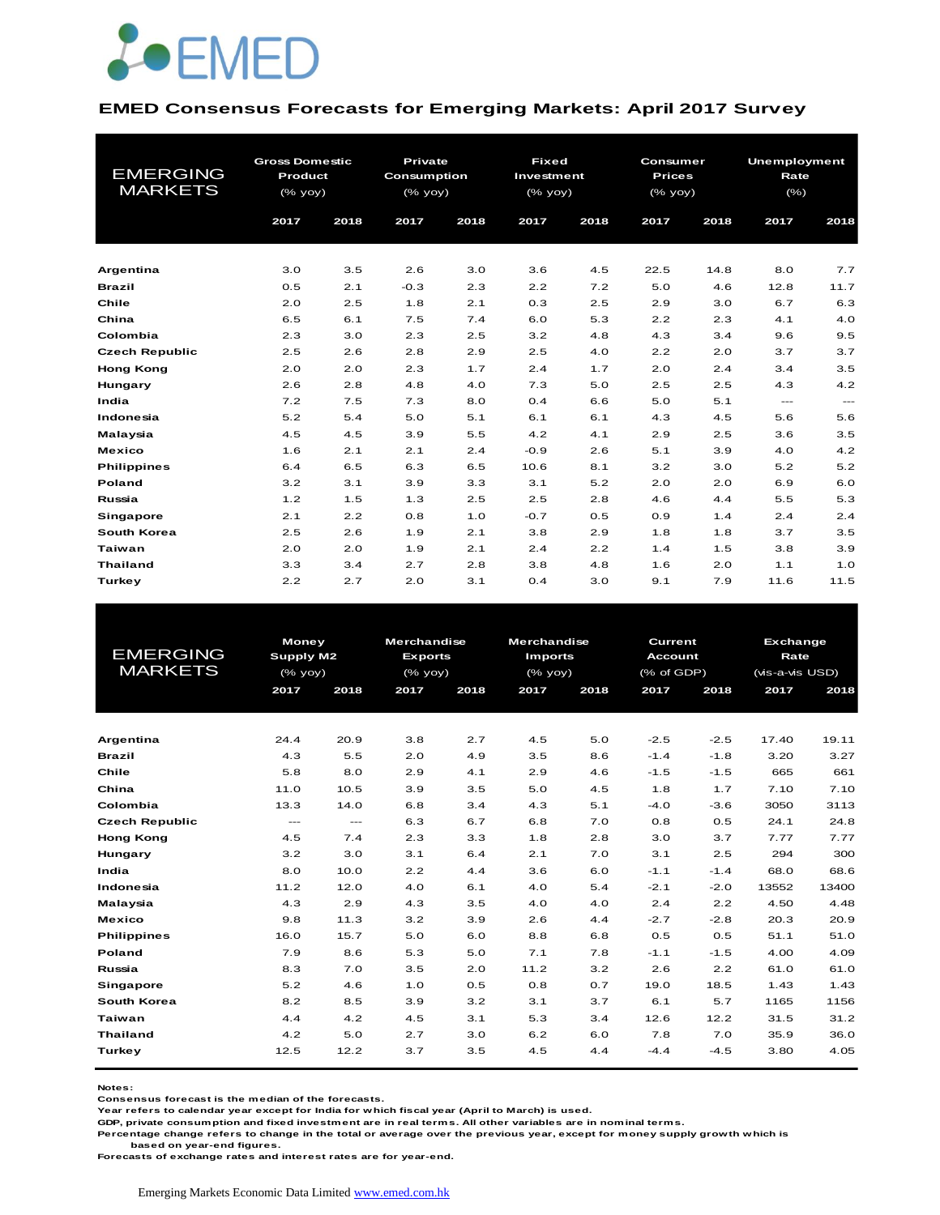EMED

## EMED Consensus Forecasts for Emerging Markets: April 2017 Survey

| EMERGING MARKETS | Gross Domestic Product (% yoy) | | Private Consumption (% yoy) | | Fixed Investment (% yoy) | | Consumer Prices (% yoy) | | Unemployment Rate (%) | |
|---|---|---|---|---|---|---|---|---|---|---|
| | 2017 | 2018 | 2017 | 2018 | 2017 | 2018 | 2017 | 2018 | 2017 | 2018 |
| Argentina | 3.0 | 3.5 | 2.6 | 3.0 | 3.6 | 4.5 | 22.5 | 14.8 | 8.0 | 7.7 |
| Brazil | 0.5 | 2.1 | -0.3 | 2.3 | 2.2 | 7.2 | 5.0 | 4.6 | 12.8 | 11.7 |
| Chile | 2.0 | 2.5 | 1.8 | 2.1 | 0.3 | 2.5 | 2.9 | 3.0 | 6.7 | 6.3 |
| China | 6.5 | 6.1 | 7.5 | 7.4 | 6.0 | 5.3 | 2.2 | 2.3 | 4.1 | 4.0 |
| Colombia | 2.3 | 3.0 | 2.3 | 2.5 | 3.2 | 4.8 | 4.3 | 3.4 | 9.6 | 9.5 |
| Czech Republic | 2.5 | 2.6 | 2.8 | 2.9 | 2.5 | 4.0 | 2.2 | 2.0 | 3.7 | 3.7 |
| Hong Kong | 2.0 | 2.0 | 2.3 | 1.7 | 2.4 | 1.7 | 2.0 | 2.4 | 3.4 | 3.5 |
| Hungary | 2.6 | 2.8 | 4.8 | 4.0 | 7.3 | 5.0 | 2.5 | 2.5 | 4.3 | 4.2 |
| India | 7.2 | 7.5 | 7.3 | 8.0 | 0.4 | 6.6 | 5.0 | 5.1 | --- | --- |
| Indonesia | 5.2 | 5.4 | 5.0 | 5.1 | 6.1 | 6.1 | 4.3 | 4.5 | 5.6 | 5.6 |
| Malaysia | 4.5 | 4.5 | 3.9 | 5.5 | 4.2 | 4.1 | 2.9 | 2.5 | 3.6 | 3.5 |
| Mexico | 1.6 | 2.1 | 2.1 | 2.4 | -0.9 | 2.6 | 5.1 | 3.9 | 4.0 | 4.2 |
| Philippines | 6.4 | 6.5 | 6.3 | 6.5 | 10.6 | 8.1 | 3.2 | 3.0 | 5.2 | 5.2 |
| Poland | 3.2 | 3.1 | 3.9 | 3.3 | 3.1 | 5.2 | 2.0 | 2.0 | 6.9 | 6.0 |
| Russia | 1.2 | 1.5 | 1.3 | 2.5 | 2.5 | 2.8 | 4.6 | 4.4 | 5.5 | 5.3 |
| Singapore | 2.1 | 2.2 | 0.8 | 1.0 | -0.7 | 0.5 | 0.9 | 1.4 | 2.4 | 2.4 |
| South Korea | 2.5 | 2.6 | 1.9 | 2.1 | 3.8 | 2.9 | 1.8 | 1.8 | 3.7 | 3.5 |
| Taiwan | 2.0 | 2.0 | 1.9 | 2.1 | 2.4 | 2.2 | 1.4 | 1.5 | 3.8 | 3.9 |
| Thailand | 3.3 | 3.4 | 2.7 | 2.8 | 3.8 | 4.8 | 1.6 | 2.0 | 1.1 | 1.0 |
| Turkey | 2.2 | 2.7 | 2.0 | 3.1 | 0.4 | 3.0 | 9.1 | 7.9 | 11.6 | 11.5 |

| EMERGING MARKETS | Money Supply M2 (% yoy) | | Merchandise Exports (% yoy) | | Merchandise Imports (% yoy) | | Current Account (% of GDP) | | Exchange Rate (vis-a-vis USD) | |
|---|---|---|---|---|---|---|---|---|---|---|
| | 2017 | 2018 | 2017 | 2018 | 2017 | 2018 | 2017 | 2018 | 2017 | 2018 |
| Argentina | 24.4 | 20.9 | 3.8 | 2.7 | 4.5 | 5.0 | -2.5 | -2.5 | 17.40 | 19.11 |
| Brazil | 4.3 | 5.5 | 2.0 | 4.9 | 3.5 | 8.6 | -1.4 | -1.8 | 3.20 | 3.27 |
| Chile | 5.8 | 8.0 | 2.9 | 4.1 | 2.9 | 4.6 | -1.5 | -1.5 | 665 | 661 |
| China | 11.0 | 10.5 | 3.9 | 3.5 | 5.0 | 4.5 | 1.8 | 1.7 | 7.10 | 7.10 |
| Colombia | 13.3 | 14.0 | 6.8 | 3.4 | 4.3 | 5.1 | -4.0 | -3.6 | 3050 | 3113 |
| Czech Republic | --- | --- | 6.3 | 6.7 | 6.8 | 7.0 | 0.8 | 0.5 | 24.1 | 24.8 |
| Hong Kong | 4.5 | 7.4 | 2.3 | 3.3 | 1.8 | 2.8 | 3.0 | 3.7 | 7.77 | 7.77 |
| Hungary | 3.2 | 3.0 | 3.1 | 6.4 | 2.1 | 7.0 | 3.1 | 2.5 | 294 | 300 |
| India | 8.0 | 10.0 | 2.2 | 4.4 | 3.6 | 6.0 | -1.1 | -1.4 | 68.0 | 68.6 |
| Indonesia | 11.2 | 12.0 | 4.0 | 6.1 | 4.0 | 5.4 | -2.1 | -2.0 | 13552 | 13400 |
| Malaysia | 4.3 | 2.9 | 4.3 | 3.5 | 4.0 | 4.0 | 2.4 | 2.2 | 4.50 | 4.48 |
| Mexico | 9.8 | 11.3 | 3.2 | 3.9 | 2.6 | 4.4 | -2.7 | -2.8 | 20.3 | 20.9 |
| Philippines | 16.0 | 15.7 | 5.0 | 6.0 | 8.8 | 6.8 | 0.5 | 0.5 | 51.1 | 51.0 |
| Poland | 7.9 | 8.6 | 5.3 | 5.0 | 7.1 | 7.8 | -1.1 | -1.5 | 4.00 | 4.09 |
| Russia | 8.3 | 7.0 | 3.5 | 2.0 | 11.2 | 3.2 | 2.6 | 2.2 | 61.0 | 61.0 |
| Singapore | 5.2 | 4.6 | 1.0 | 0.5 | 0.8 | 0.7 | 19.0 | 18.5 | 1.43 | 1.43 |
| South Korea | 8.2 | 8.5 | 3.9 | 3.2 | 3.1 | 3.7 | 6.1 | 5.7 | 1165 | 1156 |
| Taiwan | 4.4 | 4.2 | 4.5 | 3.1 | 5.3 | 3.4 | 12.6 | 12.2 | 31.5 | 31.2 |
| Thailand | 4.2 | 5.0 | 2.7 | 3.0 | 6.2 | 6.0 | 7.8 | 7.0 | 35.9 | 36.0 |
| Turkey | 12.5 | 12.2 | 3.7 | 3.5 | 4.5 | 4.4 | -4.4 | -4.5 | 3.80 | 4.05 |

**Notes:**
Consensus forecast is the median of the forecasts.
Year refers to calendar year except for India for which fiscal year (April to March) is used.
GDP, private consumption and fixed investment are in real terms. All other variables are in nominal terms.
Percentage change refers to change in the total or average over the previous year, except for money supply growth which is based on year-end figures.
Forecasts of exchange rates and interest rates are for year-end.

Emerging Markets Economic Data Limited www.emed.com.hk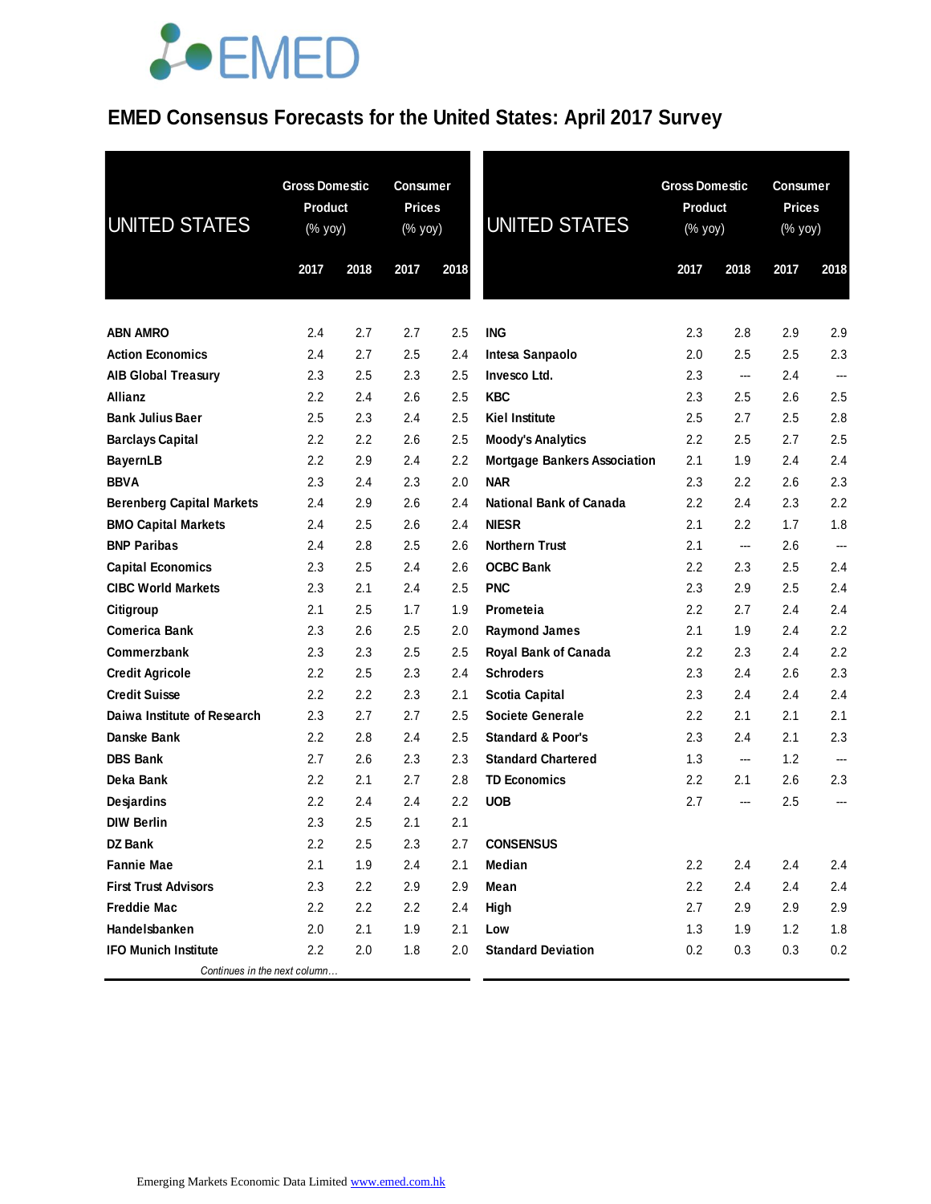# EMED Consensus Forecasts for the United States: April 2017 Survey

| UNITED STATES | Gross Domestic Product (% yoy) | | Consumer Prices (% yoy) | |
|---|---|---|---|---|
| | 2017 | 2018 | 2017 | 2018 |
| ABN AMRO | 2.4 | 2.7 | 2.7 | 2.5 |
| Action Economics | 2.4 | 2.7 | 2.5 | 2.4 |
| AIB Global Treasury | 2.3 | 2.5 | 2.3 | 2.5 |
| Allianz | 2.2 | 2.4 | 2.6 | 2.5 |
| Bank Julius Baer | 2.5 | 2.3 | 2.4 | 2.5 |
| Barclays Capital | 2.2 | 2.2 | 2.6 | 2.5 |
| BayernLB | 2.2 | 2.9 | 2.4 | 2.2 |
| BBVA | 2.3 | 2.4 | 2.3 | 2.0 |
| Berenberg Capital Markets | 2.4 | 2.9 | 2.6 | 2.4 |
| BMO Capital Markets | 2.4 | 2.5 | 2.6 | 2.4 |
| BNP Paribas | 2.4 | 2.8 | 2.5 | 2.6 |
| Capital Economics | 2.3 | 2.5 | 2.4 | 2.6 |
| CIBC World Markets | 2.3 | 2.1 | 2.4 | 2.5 |
| Citigroup | 2.1 | 2.5 | 1.7 | 1.9 |
| Comerica Bank | 2.3 | 2.6 | 2.5 | 2.0 |
| Commerzbank | 2.3 | 2.3 | 2.5 | 2.5 |
| Credit Agricole | 2.2 | 2.5 | 2.3 | 2.4 |
| Credit Suisse | 2.2 | 2.2 | 2.3 | 2.1 |
| Daiwa Institute of Research | 2.3 | 2.7 | 2.7 | 2.5 |
| Danske Bank | 2.2 | 2.8 | 2.4 | 2.5 |
| DBS Bank | 2.7 | 2.6 | 2.3 | 2.3 |
| Deka Bank | 2.2 | 2.1 | 2.7 | 2.8 |
| Desjardins | 2.2 | 2.4 | 2.4 | 2.2 |
| DIW Berlin | 2.3 | 2.5 | 2.1 | 2.1 |
| DZ Bank | 2.2 | 2.5 | 2.3 | 2.7 |
| Fannie Mae | 2.1 | 1.9 | 2.4 | 2.1 |
| First Trust Advisors | 2.3 | 2.2 | 2.9 | 2.9 |
| Freddie Mac | 2.2 | 2.2 | 2.2 | 2.4 |
| Handelsbanken | 2.0 | 2.1 | 1.9 | 2.1 |
| IFO Munich Institute | 2.2 | 2.0 | 1.8 | 2.0 |
| ING | 2.3 | 2.8 | 2.9 | 2.9 |
| Intesa Sanpaolo | 2.0 | 2.5 | 2.5 | 2.3 |
| Invesco Ltd. | 2.3 | --- | 2.4 | --- |
| KBC | 2.3 | 2.5 | 2.6 | 2.5 |
| Kiel Institute | 2.5 | 2.7 | 2.5 | 2.8 |
| Moody's Analytics | 2.2 | 2.5 | 2.7 | 2.5 |
| Mortgage Bankers Association | 2.1 | 1.9 | 2.4 | 2.4 |
| NAR | 2.3 | 2.2 | 2.6 | 2.3 |
| National Bank of Canada | 2.2 | 2.4 | 2.3 | 2.2 |
| NIESR | 2.1 | 2.2 | 1.7 | 1.8 |
| Northern Trust | 2.1 | --- | 2.6 | --- |
| OCBC Bank | 2.2 | 2.3 | 2.5 | 2.4 |
| PNC | 2.3 | 2.9 | 2.5 | 2.4 |
| Prometeia | 2.2 | 2.7 | 2.4 | 2.4 |
| Raymond James | 2.1 | 1.9 | 2.4 | 2.2 |
| Royal Bank of Canada | 2.2 | 2.3 | 2.4 | 2.2 |
| Schroders | 2.3 | 2.4 | 2.6 | 2.3 |
| Scotia Capital | 2.3 | 2.4 | 2.4 | 2.4 |
| Societe Generale | 2.2 | 2.1 | 2.1 | 2.1 |
| Standard & Poor's | 2.3 | 2.4 | 2.1 | 2.3 |
| Standard Chartered | 1.3 | --- | 1.2 | --- |
| TD Economics | 2.2 | 2.1 | 2.6 | 2.3 |
| UOB | 2.7 | --- | 2.5 | --- |
| **CONSENSUS** | | | | |
| Median | 2.2 | 2.4 | 2.4 | 2.4 |
| Mean | 2.2 | 2.4 | 2.4 | 2.4 |
| High | 2.7 | 2.9 | 2.9 | 2.9 |
| Low | 1.3 | 1.9 | 1.2 | 1.8 |
| Standard Deviation | 0.2 | 0.3 | 0.3 | 0.2 |

Emerging Markets Economic Data Limited www.emed.com.hk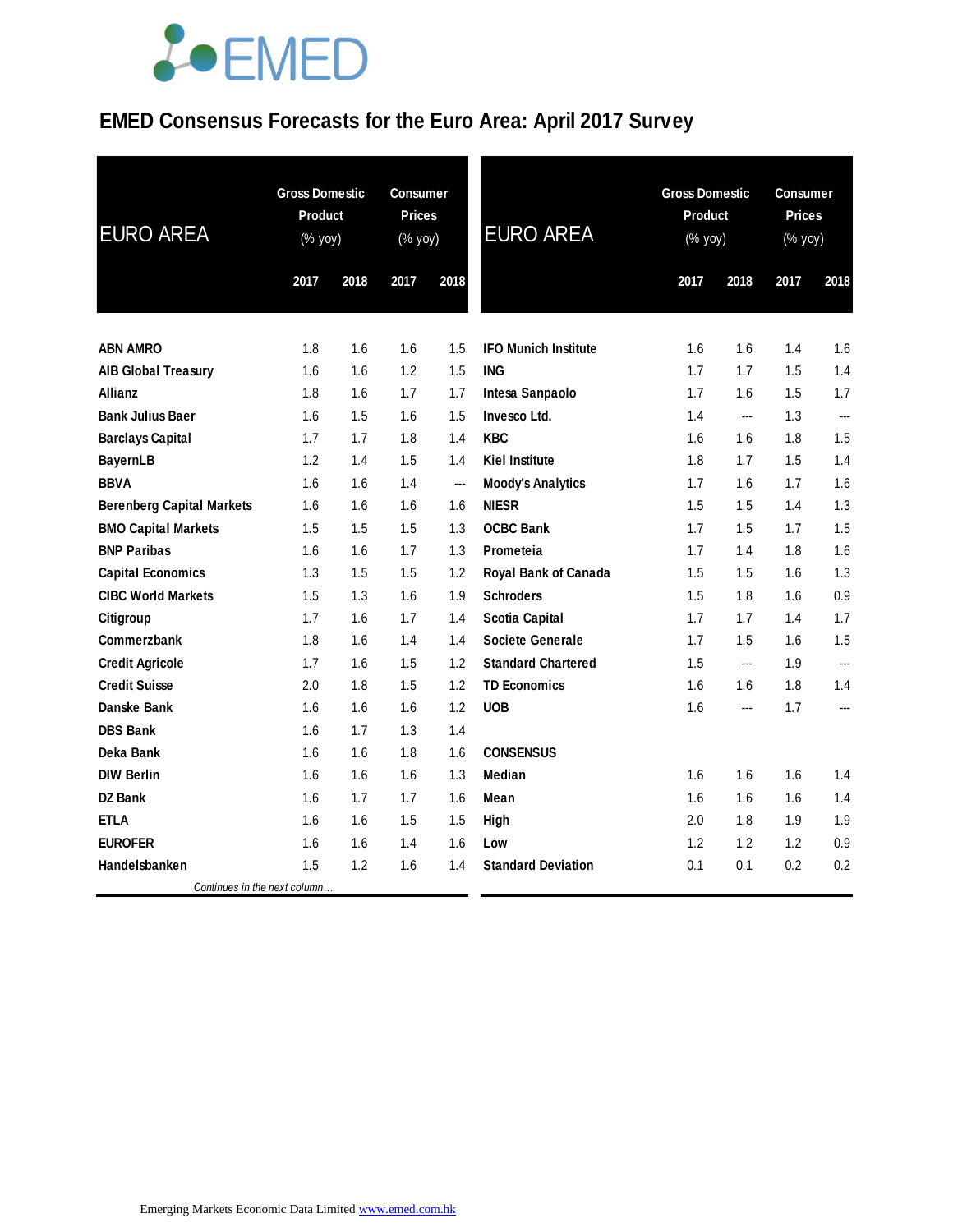# EMED Consensus Forecasts for the Euro Area: April 2017 Survey

| EURO AREA | Gross Domestic Product (% yoy) | | Consumer Prices (% yoy) | |
|---|---|---|---|---|
| | 2017 | 2018 | 2017 | 2018 |
| **ABN AMRO** | 1.8 | 1.6 | 1.6 | 1.5 |
| **AIB Global Treasury** | 1.6 | 1.6 | 1.2 | 1.5 |
| **Allianz** | 1.8 | 1.6 | 1.7 | 1.7 |
| **Bank Julius Baer** | 1.6 | 1.5 | 1.6 | 1.5 |
| **Barclays Capital** | 1.7 | 1.7 | 1.8 | 1.4 |
| **BayernLB** | 1.2 | 1.4 | 1.5 | 1.4 |
| **BBVA** | 1.6 | 1.6 | 1.4 | --- |
| **Berenberg Capital Markets** | 1.6 | 1.6 | 1.6 | 1.6 |
| **BMO Capital Markets** | 1.5 | 1.5 | 1.5 | 1.3 |
| **BNP Paribas** | 1.6 | 1.6 | 1.7 | 1.3 |
| **Capital Economics** | 1.3 | 1.5 | 1.5 | 1.2 |
| **CIBC World Markets** | 1.5 | 1.3 | 1.6 | 1.9 |
| **Citigroup** | 1.7 | 1.6 | 1.7 | 1.4 |
| **Commerzbank** | 1.8 | 1.6 | 1.4 | 1.4 |
| **Credit Agricole** | 1.7 | 1.6 | 1.5 | 1.2 |
| **Credit Suisse** | 2.0 | 1.8 | 1.5 | 1.2 |
| **Danske Bank** | 1.6 | 1.6 | 1.6 | 1.2 |
| **DBS Bank** | 1.6 | 1.7 | 1.3 | 1.4 |
| **Deka Bank** | 1.6 | 1.6 | 1.8 | 1.6 |
| **DIW Berlin** | 1.6 | 1.6 | 1.6 | 1.3 |
| **DZ Bank** | 1.6 | 1.7 | 1.7 | 1.6 |
| **ETLA** | 1.6 | 1.6 | 1.5 | 1.5 |
| **EUROFER** | 1.6 | 1.6 | 1.4 | 1.6 |
| **Handelsbanken** | 1.5 | 1.2 | 1.6 | 1.4 |
| **IFO Munich Institute** | 1.6 | 1.6 | 1.4 | 1.6 |
| **ING** | 1.7 | 1.7 | 1.5 | 1.4 |
| **Intesa Sanpaolo** | 1.7 | 1.6 | 1.5 | 1.7 |
| **Invesco Ltd.** | 1.4 | --- | 1.3 | --- |
| **KBC** | 1.6 | 1.6 | 1.8 | 1.5 |
| **Kiel Institute** | 1.8 | 1.7 | 1.5 | 1.4 |
| **Moody's Analytics** | 1.7 | 1.6 | 1.7 | 1.6 |
| **NIESR** | 1.5 | 1.5 | 1.4 | 1.3 |
| **OCBC Bank** | 1.7 | 1.5 | 1.7 | 1.5 |
| **Prometeia** | 1.7 | 1.4 | 1.8 | 1.6 |
| **Royal Bank of Canada** | 1.5 | 1.5 | 1.6 | 1.3 |
| **Schroders** | 1.5 | 1.8 | 1.6 | 0.9 |
| **Scotia Capital** | 1.7 | 1.7 | 1.4 | 1.7 |
| **Societe Generale** | 1.7 | 1.5 | 1.6 | 1.5 |
| **Standard Chartered** | 1.5 | --- | 1.9 | --- |
| **TD Economics** | 1.6 | 1.6 | 1.8 | 1.4 |
| **UOB** | 1.6 | --- | 1.7 | --- |
| **CONSENSUS** | | | | |
| **Median** | 1.6 | 1.6 | 1.6 | 1.4 |
| **Mean** | 1.6 | 1.6 | 1.6 | 1.4 |
| **High** | 2.0 | 1.8 | 1.9 | 1.9 |
| **Low** | 1.2 | 1.2 | 1.2 | 0.9 |
| **Standard Deviation** | 0.1 | 0.1 | 0.2 | 0.2 |

*Continues in the next column…*

Emerging Markets Economic Data Limited www.emed.com.hk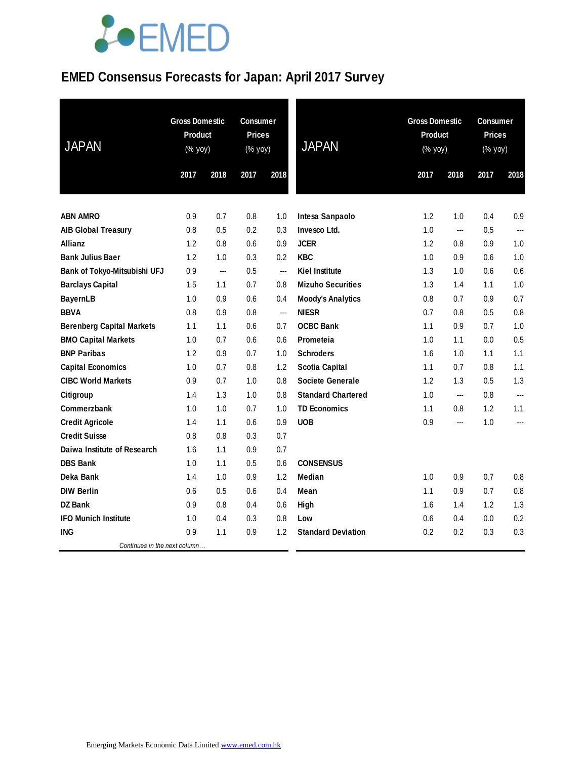# EMED Consensus Forecasts for Japan: April 2017 Survey

| JAPAN | Gross Domestic Product (% yoy) | | Consumer Prices (% yoy) | |
|---|---|---|---|---|
| | 2017 | 2018 | 2017 | 2018 |
| **ABN AMRO** | 0.9 | 0.7 | 0.8 | 1.0 |
| **AIB Global Treasury** | 0.8 | 0.5 | 0.2 | 0.3 |
| **Allianz** | 1.2 | 0.8 | 0.6 | 0.9 |
| **Bank Julius Baer** | 1.2 | 1.0 | 0.3 | 0.2 |
| **Bank of Tokyo-Mitsubishi UFJ** | 0.9 | --- | 0.5 | --- |
| **Barclays Capital** | 1.5 | 1.1 | 0.7 | 0.8 |
| **BayernLB** | 1.0 | 0.9 | 0.6 | 0.4 |
| **BBVA** | 0.8 | 0.9 | 0.8 | --- |
| **Berenberg Capital Markets** | 1.1 | 1.1 | 0.6 | 0.7 |
| **BMO Capital Markets** | 1.0 | 0.7 | 0.6 | 0.6 |
| **BNP Paribas** | 1.2 | 0.9 | 0.7 | 1.0 |
| **Capital Economics** | 1.0 | 0.7 | 0.8 | 1.2 |
| **CIBC World Markets** | 0.9 | 0.7 | 1.0 | 0.8 |
| **Citigroup** | 1.4 | 1.3 | 1.0 | 0.8 |
| **Commerzbank** | 1.0 | 1.0 | 0.7 | 1.0 |
| **Credit Agricole** | 1.4 | 1.1 | 0.6 | 0.9 |
| **Credit Suisse** | 0.8 | 0.8 | 0.3 | 0.7 |
| **Daiwa Institute of Research** | 1.6 | 1.1 | 0.9 | 0.7 |
| **DBS Bank** | 1.0 | 1.1 | 0.5 | 0.6 |
| **Deka Bank** | 1.4 | 1.0 | 0.9 | 1.2 |
| **DIW Berlin** | 0.6 | 0.5 | 0.6 | 0.4 |
| **DZ Bank** | 0.9 | 0.8 | 0.4 | 0.6 |
| **IFO Munich Institute** | 1.0 | 0.4 | 0.3 | 0.8 |
| **ING** | 0.9 | 1.1 | 0.9 | 1.2 |
| **Intesa Sanpaolo** | 1.2 | 1.0 | 0.4 | 0.9 |
| **Invesco Ltd.** | 1.0 | --- | 0.5 | --- |
| **JCER** | 1.2 | 0.8 | 0.9 | 1.0 |
| **KBC** | 1.0 | 0.9 | 0.6 | 1.0 |
| **Kiel Institute** | 1.3 | 1.0 | 0.6 | 0.6 |
| **Mizuho Securities** | 1.3 | 1.4 | 1.1 | 1.0 |
| **Moody's Analytics** | 0.8 | 0.7 | 0.9 | 0.7 |
| **NIESR** | 0.7 | 0.8 | 0.5 | 0.8 |
| **OCBC Bank** | 1.1 | 0.9 | 0.7 | 1.0 |
| **Prometeia** | 1.0 | 1.1 | 0.0 | 0.5 |
| **Schroders** | 1.6 | 1.0 | 1.1 | 1.1 |
| **Scotia Capital** | 1.1 | 0.7 | 0.8 | 1.1 |
| **Societe Generale** | 1.2 | 1.3 | 0.5 | 1.3 |
| **Standard Chartered** | 1.0 | --- | 0.8 | --- |
| **TD Economics** | 1.1 | 0.8 | 1.2 | 1.1 |
| **UOB** | 0.9 | --- | 1.0 | --- |
| **CONSENSUS** | | | | |
| **Median** | 1.0 | 0.9 | 0.7 | 0.8 |
| **Mean** | 1.1 | 0.9 | 0.7 | 0.8 |
| **High** | 1.6 | 1.4 | 1.2 | 1.3 |
| **Low** | 0.6 | 0.4 | 0.0 | 0.2 |
| **Standard Deviation** | 0.2 | 0.2 | 0.3 | 0.3 |

Emerging Markets Economic Data Limited www.emed.com.hk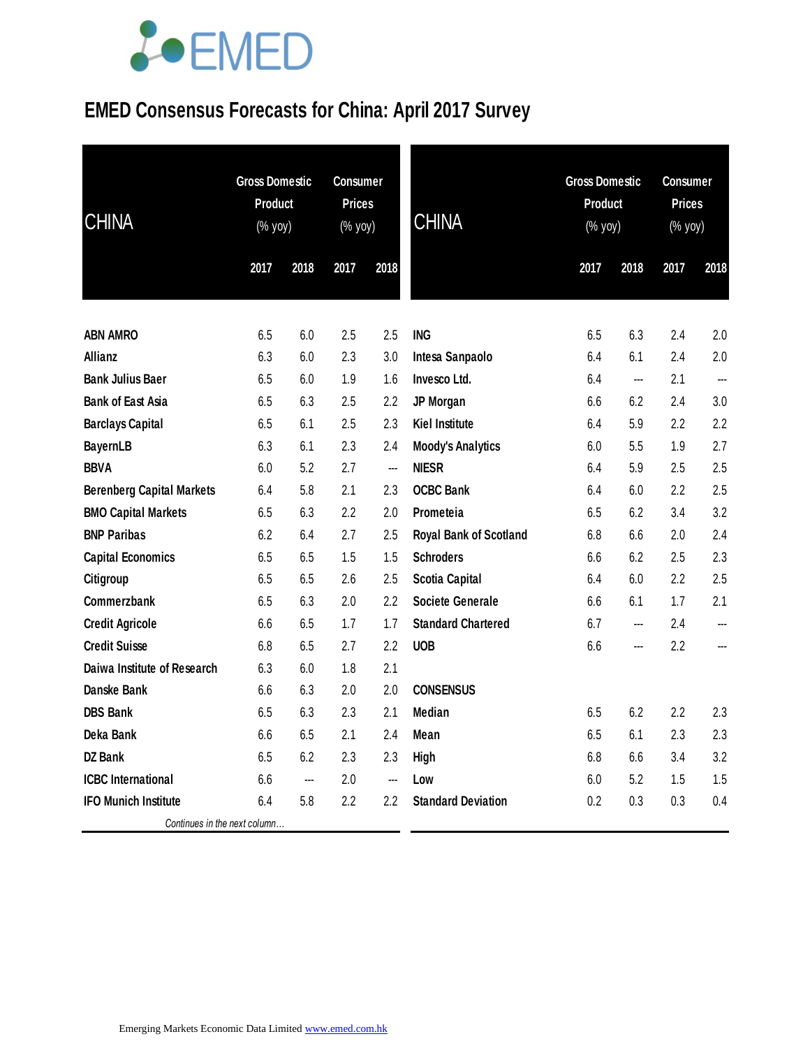# EMED Consensus Forecasts for China: April 2017 Survey

| CHINA | Gross Domestic Product (% yoy) | | Consumer Prices (% yoy) | |
|---|---|---|---|---|
| | 2017 | 2018 | 2017 | 2018 |
| ABN AMRO | 6.5 | 6.0 | 2.5 | 2.5 |
| Allianz | 6.3 | 6.0 | 2.3 | 3.0 |
| Bank Julius Baer | 6.5 | 6.0 | 1.9 | 1.6 |
| Bank of East Asia | 6.5 | 6.3 | 2.5 | 2.2 |
| Barclays Capital | 6.5 | 6.1 | 2.5 | 2.3 |
| BayernLB | 6.3 | 6.1 | 2.3 | 2.4 |
| BBVA | 6.0 | 5.2 | 2.7 | --- |
| Berenberg Capital Markets | 6.4 | 5.8 | 2.1 | 2.3 |
| BMO Capital Markets | 6.5 | 6.3 | 2.2 | 2.0 |
| BNP Paribas | 6.2 | 6.4 | 2.7 | 2.5 |
| Capital Economics | 6.5 | 6.5 | 1.5 | 1.5 |
| Citigroup | 6.5 | 6.5 | 2.6 | 2.5 |
| Commerzbank | 6.5 | 6.3 | 2.0 | 2.2 |
| Credit Agricole | 6.6 | 6.5 | 1.7 | 1.7 |
| Credit Suisse | 6.8 | 6.5 | 2.7 | 2.2 |
| Daiwa Institute of Research | 6.3 | 6.0 | 1.8 | 2.1 |
| Danske Bank | 6.6 | 6.3 | 2.0 | 2.0 |
| DBS Bank | 6.5 | 6.3 | 2.3 | 2.1 |
| Deka Bank | 6.6 | 6.5 | 2.1 | 2.4 |
| DZ Bank | 6.5 | 6.2 | 2.3 | 2.3 |
| ICBC International | 6.6 | --- | 2.0 | --- |
| IFO Munich Institute | 6.4 | 5.8 | 2.2 | 2.2 |
| ING | 6.5 | 6.3 | 2.4 | 2.0 |
| Intesa Sanpaolo | 6.4 | 6.1 | 2.4 | 2.0 |
| Invesco Ltd. | 6.4 | --- | 2.1 | --- |
| JP Morgan | 6.6 | 6.2 | 2.4 | 3.0 |
| Kiel Institute | 6.4 | 5.9 | 2.2 | 2.2 |
| Moody's Analytics | 6.0 | 5.5 | 1.9 | 2.7 |
| NIESR | 6.4 | 5.9 | 2.5 | 2.5 |
| OCBC Bank | 6.4 | 6.0 | 2.2 | 2.5 |
| Prometeia | 6.5 | 6.2 | 3.4 | 3.2 |
| Royal Bank of Scotland | 6.8 | 6.6 | 2.0 | 2.4 |
| Schroders | 6.6 | 6.2 | 2.5 | 2.3 |
| Scotia Capital | 6.4 | 6.0 | 2.2 | 2.5 |
| Societe Generale | 6.6 | 6.1 | 1.7 | 2.1 |
| Standard Chartered | 6.7 | --- | 2.4 | --- |
| UOB | 6.6 | --- | 2.2 | --- |
| **CONSENSUS** | | | | |
| Median | 6.5 | 6.2 | 2.2 | 2.3 |
| Mean | 6.5 | 6.1 | 2.3 | 2.3 |
| High | 6.8 | 6.6 | 3.4 | 3.2 |
| Low | 6.0 | 5.2 | 1.5 | 1.5 |
| Standard Deviation | 0.2 | 0.3 | 0.3 | 0.4 |

Emerging Markets Economic Data Limited www.emed.com.hk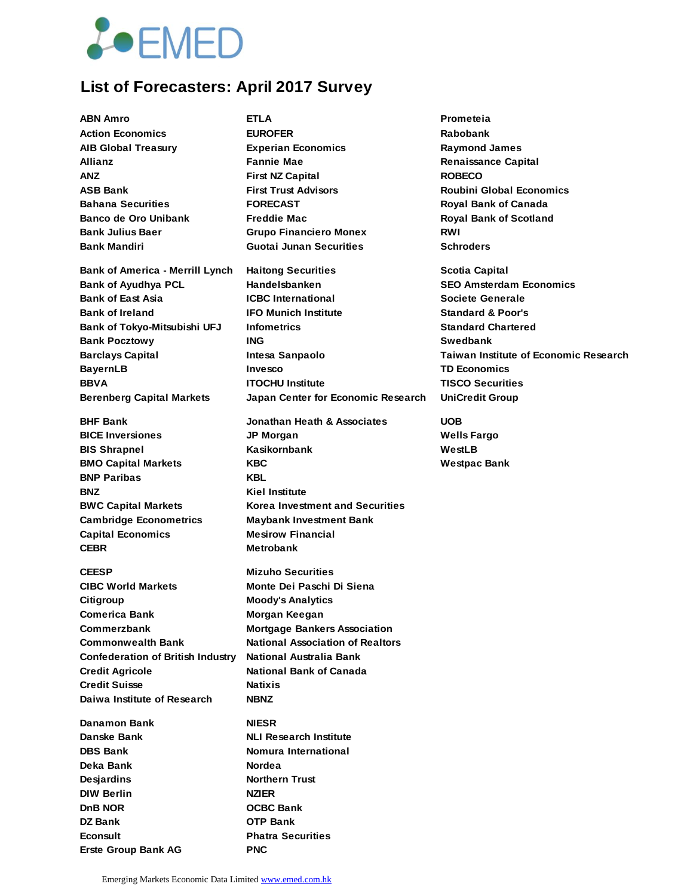# List of Forecasters: April 2017 Survey

**ABN Amro**
**Action Economics**
**AIB Global Treasury**
**Allianz**
**ANZ**
**ASB Bank**
**Bahana Securities**
**Banco de Oro Unibank**
**Bank Julius Baer**
**Bank Mandiri**

**Bank of America - Merrill Lynch**
**Bank of Ayudhya PCL**
**Bank of East Asia**
**Bank of Ireland**
**Bank of Tokyo-Mitsubishi UFJ**
**Bank Pocztowy**
**Barclays Capital**
**BayernLB**
**BBVA**
**Berenberg Capital Markets**

**BHF Bank**
**BICE Inversiones**
**BIS Shrapnel**
**BMO Capital Markets**
**BNP Paribas**
**BNZ**
**BWC Capital Markets**
**Cambridge Econometrics**
**Capital Economics**
**CEBR**

**CEESP**
**CIBC World Markets**
**Citigroup**
**Comerica Bank**
**Commerzbank**
**Commonwealth Bank**
**Confederation of British Industry**
**Credit Agricole**
**Credit Suisse**
**Daiwa Institute of Research**

**Danamon Bank**
**Danske Bank**
**DBS Bank**
**Deka Bank**
**Desjardins**
**DIW Berlin**
**DnB NOR**
**DZ Bank**
**Econsult**
**Erste Group Bank AG**

**ETLA**
**EUROFER**
**Experian Economics**
**Fannie Mae**
**First NZ Capital**
**First Trust Advisors**
**FORECAST**
**Freddie Mac**
**Grupo Financiero Monex**
**Guotai Junan Securities**

**Haitong Securities**
**Handelsbanken**
**ICBC International**
**IFO Munich Institute**
**Infometrics**
**ING**
**Intesa Sanpaolo**
**Invesco**
**ITOCHU Institute**
**Japan Center for Economic Research**

**Jonathan Heath & Associates**
**JP Morgan**
**Kasikornbank**
**KBC**
**KBL**
**Kiel Institute**
**Korea Investment and Securities**
**Maybank Investment Bank**
**Mesirow Financial**
**Metrobank**

**Mizuho Securities**
**Monte Dei Paschi Di Siena**
**Moody's Analytics**
**Morgan Keegan**
**Mortgage Bankers Association**
**National Association of Realtors**
**National Australia Bank**
**National Bank of Canada**
**Natixis**
**NBNZ**

**NIESR**
**NLI Research Institute**
**Nomura International**
**Nordea**
**Northern Trust**
**NZIER**
**OCBC Bank**
**OTP Bank**
**Phatra Securities**
**PNC**

**Prometeia**
**Rabobank**
**Raymond James**
**Renaissance Capital**
**ROBECO**
**Roubini Global Economics**
**Royal Bank of Canada**
**Royal Bank of Scotland**
**RWI**
**Schroders**

**Scotia Capital**
**SEO Amsterdam Economics**
**Societe Generale**
**Standard & Poor's**
**Standard Chartered**
**Swedbank**
**Taiwan Institute of Economic Research**
**TD Economics**
**TISCO Securities**
**UniCredit Group**

**UOB**
**Wells Fargo**
**WestLB**
**Westpac Bank**

Emerging Markets Economic Data Limited www.emed.com.hk